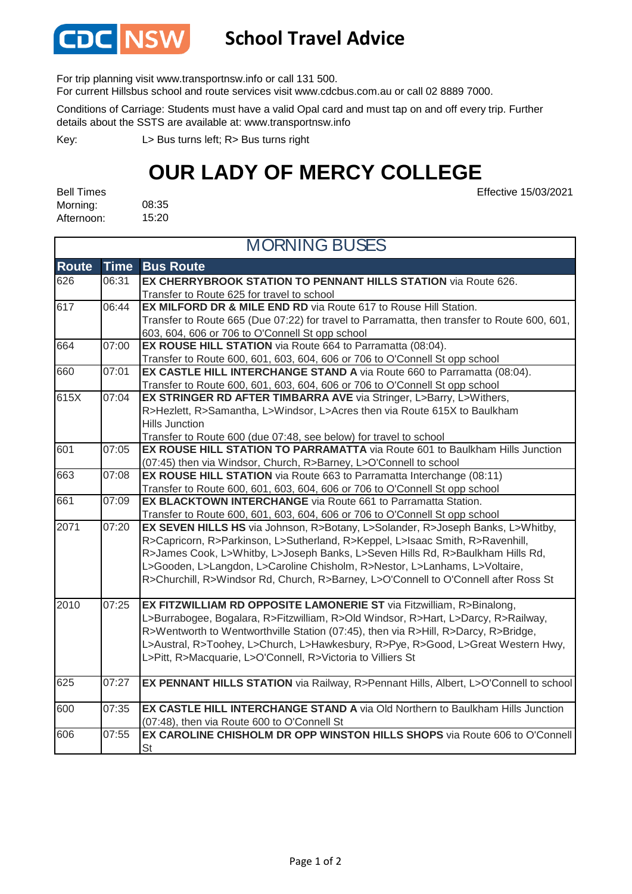CDC NSW

# School Travel Advice

For trip planning visit www.transportnsw.info or call 131 500.
For current Hillsbus school and route services visit www.cdcbus.com.au or call 02 8889 7000.

Conditions of Carriage: Students must have a valid Opal card and must tap on and off every trip. Further details about the SSTS are available at: www.transportnsw.info

Key: L> Bus turns left; R> Bus turns right

# OUR LADY OF MERCY COLLEGE

Effective 15/03/2021

Bell Times
Morning: 08:35
Afternoon: 15:20

## MORNING BUSES

| Route | Time | Bus Route |
|---|---|---|
| 626 | 06:31 | **EX CHERRYBROOK STATION TO PENNANT HILLS STATION** via Route 626. Transfer to Route 625 for travel to school |
| 617 | 06:44 | **EX MILFORD DR & MILE END RD** via Route 617 to Rouse Hill Station. Transfer to Route 665 (Due 07:22) for travel to Parramatta, then transfer to Route 600, 601, 603, 604, 606 or 706 to O'Connell St opp school |
| 664 | 07:00 | **EX ROUSE HILL STATION** via Route 664 to Parramatta (08:04). Transfer to Route 600, 601, 603, 604, 606 or 706 to O'Connell St opp school |
| 660 | 07:01 | **EX CASTLE HILL INTERCHANGE STAND A** via Route 660 to Parramatta (08:04). Transfer to Route 600, 601, 603, 604, 606 or 706 to O'Connell St opp school |
| 615X | 07:04 | **EX STRINGER RD AFTER TIMBARRA AVE** via Stringer, L>Barry, L>Withers, R>Hezlett, R>Samantha, L>Windsor, L>Acres then via Route 615X to Baulkham Hills Junction Transfer to Route 600 (due 07:48, see below) for travel to school |
| 601 | 07:05 | **EX ROUSE HILL STATION TO PARRAMATTA** via Route 601 to Baulkham Hills Junction (07:45) then via Windsor, Church, R>Barney, L>O'Connell to school |
| 663 | 07:08 | **EX ROUSE HILL STATION** via Route 663 to Parramatta Interchange (08:11) Transfer to Route 600, 601, 603, 604, 606 or 706 to O'Connell St opp school |
| 661 | 07:09 | **EX BLACKTOWN INTERCHANGE** via Route 661 to Parramatta Station. Transfer to Route 600, 601, 603, 604, 606 or 706 to O'Connell St opp school |
| 2071 | 07:20 | **EX SEVEN HILLS HS** via Johnson, R>Botany, L>Solander, R>Joseph Banks, L>Whitby, R>Capricorn, R>Parkinson, L>Sutherland, R>Keppel, L>Isaac Smith, R>Ravenhill, R>James Cook, L>Whitby, L>Joseph Banks, L>Seven Hills Rd, R>Baulkham Hills Rd, L>Gooden, L>Langdon, L>Caroline Chisholm, R>Nestor, L>Lanhams, L>Voltaire, R>Churchill, R>Windsor Rd, Church, R>Barney, L>O'Connell to O'Connell after Ross St |
| 2010 | 07:25 | **EX FITZWILLIAM RD OPPOSITE LAMONERIE ST** via Fitzwilliam, R>Binalong, L>Burrabogee, Bogalara, R>Fitzwilliam, R>Old Windsor, R>Hart, L>Darcy, R>Railway, R>Wentworth to Wentworthville Station (07:45), then via R>Hill, R>Darcy, R>Bridge, L>Austral, R>Toohey, L>Church, L>Hawkesbury, R>Pye, R>Good, L>Great Western Hwy, L>Pitt, R>Macquarie, L>O'Connell, R>Victoria to Villiers St |
| 625 | 07:27 | **EX PENNANT HILLS STATION** via Railway, R>Pennant Hills, Albert, L>O'Connell to school |
| 600 | 07:35 | **EX CASTLE HILL INTERCHANGE STAND A** via Old Northern to Baulkham Hills Junction (07:48), then via Route 600 to O'Connell St |
| 606 | 07:55 | **EX CAROLINE CHISHOLM DR OPP WINSTON HILLS SHOPS** via Route 606 to O'Connell St |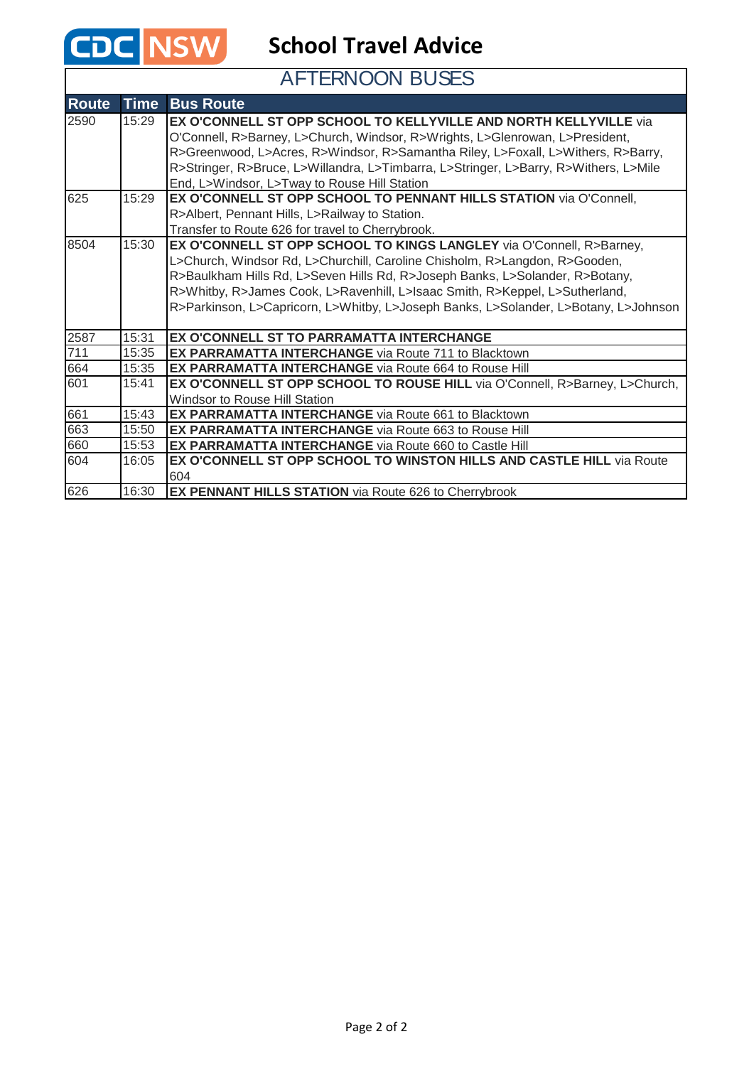# School Travel Advice

## AFTERNOON BUSES

| Route | Time | Bus Route |
|---|---|---|
| 2590 | 15:29 | **EX O'CONNELL ST OPP SCHOOL TO KELLYVILLE AND NORTH KELLYVILLE** via O'Connell, R>Barney, L>Church, Windsor, R>Wrights, L>Glenrowan, L>President, R>Greenwood, L>Acres, R>Windsor, R>Samantha Riley, L>Foxall, L>Withers, R>Barry, R>Stringer, R>Bruce, L>Willandra, L>Timbarra, L>Stringer, L>Barry, R>Withers, L>Mile End, L>Windsor, L>Tway to Rouse Hill Station |
| 625 | 15:29 | **EX O'CONNELL ST OPP SCHOOL TO PENNANT HILLS STATION** via O'Connell, R>Albert, Pennant Hills, L>Railway to Station. Transfer to Route 626 for travel to Cherrybrook. |
| 8504 | 15:30 | **EX O'CONNELL ST OPP SCHOOL TO KINGS LANGLEY** via O'Connell, R>Barney, L>Church, Windsor Rd, L>Churchill, Caroline Chisholm, R>Langdon, R>Gooden, R>Baulkham Hills Rd, L>Seven Hills Rd, R>Joseph Banks, L>Solander, R>Botany, R>Whitby, R>James Cook, L>Ravenhill, L>Isaac Smith, R>Keppel, L>Sutherland, R>Parkinson, L>Capricorn, L>Whitby, L>Joseph Banks, L>Solander, L>Botany, L>Johnson |
| 2587 | 15:31 | **EX O'CONNELL ST TO PARRAMATTA INTERCHANGE** |
| 711 | 15:35 | **EX PARRAMATTA INTERCHANGE** via Route 711 to Blacktown |
| 664 | 15:35 | **EX PARRAMATTA INTERCHANGE** via Route 664 to Rouse Hill |
| 601 | 15:41 | **EX O'CONNELL ST OPP SCHOOL TO ROUSE HILL** via O'Connell, R>Barney, L>Church, Windsor to Rouse Hill Station |
| 661 | 15:43 | **EX PARRAMATTA INTERCHANGE** via Route 661 to Blacktown |
| 663 | 15:50 | **EX PARRAMATTA INTERCHANGE** via Route 663 to Rouse Hill |
| 660 | 15:53 | **EX PARRAMATTA INTERCHANGE** via Route 660 to Castle Hill |
| 604 | 16:05 | **EX O'CONNELL ST OPP SCHOOL TO WINSTON HILLS AND CASTLE HILL** via Route 604 |
| 626 | 16:30 | **EX PENNANT HILLS STATION** via Route 626 to Cherrybrook |